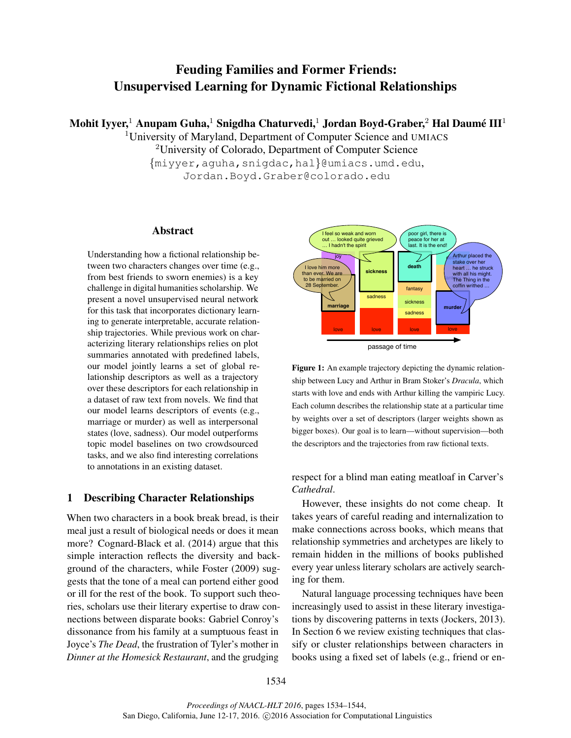# Feuding Families and Former Friends: Unsupervised Learning for Dynamic Fictional Relationships

**Mohit Iyyer,**[1] **Anupam Guha,**[1] **Snigdha Chaturvedi,**[1] **Jordan Boyd-Graber,**[2] **Hal Daumé III**[1]

[1]University of Maryland, Department of Computer Science and UMIACS
[2]University of Colorado, Department of Computer Science
{miyyer,aguha,snigdac,hal}@umiacs.umd.edu,
Jordan.Boyd.Graber@colorado.edu

## Abstract

Understanding how a fictional relationship between two characters changes over time (e.g., from best friends to sworn enemies) is a key challenge in digital humanities scholarship. We present a novel unsupervised neural network for this task that incorporates dictionary learning to generate interpretable, accurate relationship trajectories. While previous work on characterizing literary relationships relies on plot summaries annotated with predefined labels, our model jointly learns a set of global relationship descriptors as well as a trajectory over these descriptors for each relationship in a dataset of raw text from novels. We find that our model learns descriptors of events (e.g., marriage or murder) as well as interpersonal states (love, sadness). Our model outperforms topic model baselines on two crowdsourced tasks, and we also find interesting correlations to annotations in an existing dataset.

## 1 Describing Character Relationships

When two characters in a book break bread, is their meal just a result of biological needs or does it mean more? Cognard-Black et al. (2014) argue that this simple interaction reflects the diversity and background of the characters, while Foster (2009) suggests that the tone of a meal can portend either good or ill for the rest of the book. To support such theories, scholars use their literary expertise to draw connections between disparate books: Gabriel Conroy's dissonance from his family at a sumptuous feast in Joyce's *The Dead*, the frustration of Tyler's mother in *Dinner at the Homesick Restaurant*, and the grudging respect for a blind man eating meatloaf in Carver's *Cathedral*.

**Figure 1:** An example trajectory depicting the dynamic relationship between Lucy and Arthur in Bram Stoker's *Dracula*, which starts with love and ends with Arthur killing the vampiric Lucy. Each column describes the relationship state at a particular time by weights over a set of descriptors (larger weights shown as bigger boxes). Our goal is to learn—without supervision—both the descriptors and the trajectories from raw fictional texts.

However, these insights do not come cheap. It takes years of careful reading and internalization to make connections across books, which means that relationship symmetries and archetypes are likely to remain hidden in the millions of books published every year unless literary scholars are actively searching for them.

Natural language processing techniques have been increasingly used to assist in these literary investigations by discovering patterns in texts (Jockers, 2013). In Section 6 we review existing techniques that classify or cluster relationships between characters in books using a fixed set of labels (e.g., friend or en-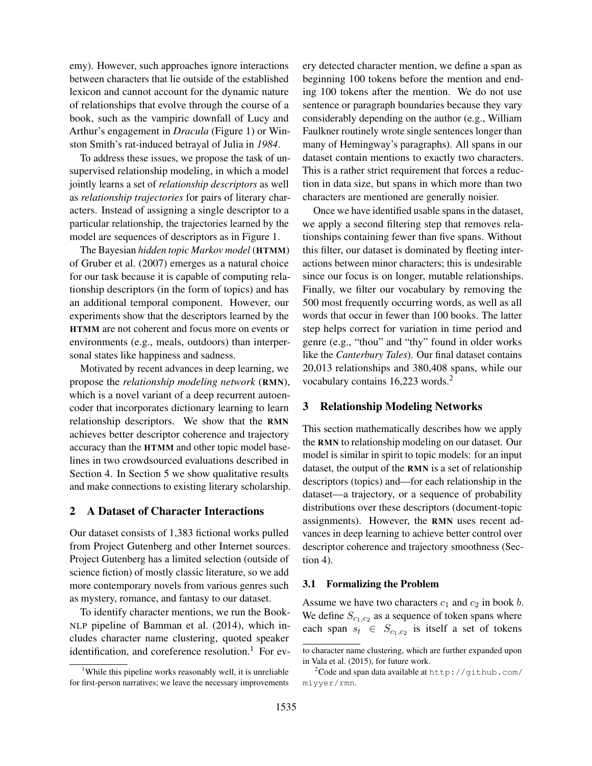emy). However, such approaches ignore interactions between characters that lie outside of the established lexicon and cannot account for the dynamic nature of relationships that evolve through the course of a book, such as the vampiric downfall of Lucy and Arthur's engagement in *Dracula* (Figure 1) or Winston Smith's rat-induced betrayal of Julia in *1984*.

To address these issues, we propose the task of unsupervised relationship modeling, in which a model jointly learns a set of *relationship descriptors* as well as *relationship trajectories* for pairs of literary characters. Instead of assigning a single descriptor to a particular relationship, the trajectories learned by the model are sequences of descriptors as in Figure 1.

The Bayesian *hidden topic Markov model* (**HTMM**) of Gruber et al. (2007) emerges as a natural choice for our task because it is capable of computing relationship descriptors (in the form of topics) and has an additional temporal component. However, our experiments show that the descriptors learned by the **HTMM** are not coherent and focus more on events or environments (e.g., meals, outdoors) than interpersonal states like happiness and sadness.

Motivated by recent advances in deep learning, we propose the *relationship modeling network* (**RMN**), which is a novel variant of a deep recurrent autoencoder that incorporates dictionary learning to learn relationship descriptors. We show that the **RMN** achieves better descriptor coherence and trajectory accuracy than the **HTMM** and other topic model baselines in two crowdsourced evaluations described in Section 4. In Section 5 we show qualitative results and make connections to existing literary scholarship.

## 2 A Dataset of Character Interactions

Our dataset consists of 1,383 fictional works pulled from Project Gutenberg and other Internet sources. Project Gutenberg has a limited selection (outside of science fiction) of mostly classic literature, so we add more contemporary novels from various genres such as mystery, romance, and fantasy to our dataset.

To identify character mentions, we run the BookNLP pipeline of Bamman et al. (2014), which includes character name clustering, quoted speaker identification, and coreference resolution.[1] For every detected character mention, we define a span as beginning 100 tokens before the mention and ending 100 tokens after the mention. We do not use sentence or paragraph boundaries because they vary considerably depending on the author (e.g., William Faulkner routinely wrote single sentences longer than many of Hemingway's paragraphs). All spans in our dataset contain mentions to exactly two characters. This is a rather strict requirement that forces a reduction in data size, but spans in which more than two characters are mentioned are generally noisier.

Once we have identified usable spans in the dataset, we apply a second filtering step that removes relationships containing fewer than five spans. Without this filter, our dataset is dominated by fleeting interactions between minor characters; this is undesirable since our focus is on longer, mutable relationships. Finally, we filter our vocabulary by removing the 500 most frequently occurring words, as well as all words that occur in fewer than 100 books. The latter step helps correct for variation in time period and genre (e.g., "thou" and "thy" found in older works like the *Canterbury Tales*). Our final dataset contains 20,013 relationships and 380,408 spans, while our vocabulary contains 16,223 words.[2]

## 3 Relationship Modeling Networks

This section mathematically describes how we apply the **RMN** to relationship modeling on our dataset. Our model is similar in spirit to topic models: for an input dataset, the output of the **RMN** is a set of relationship descriptors (topics) and—for each relationship in the dataset—a trajectory, or a sequence of probability distributions over these descriptors (document-topic assignments). However, the **RMN** uses recent advances in deep learning to achieve better control over descriptor coherence and trajectory smoothness (Section 4).

### 3.1 Formalizing the Problem

Assume we have two characters $c_1$ and $c_2$ in book $b$. We define $S_{c_1,c_2}$ as a sequence of token spans where each span $s_t \in S_{c_1,c_2}$ is itself a set of tokens

[1] While this pipeline works reasonably well, it is unreliable for first-person narratives; we leave the necessary improvements to character name clustering, which are further expanded upon in Vala et al. (2015), for future work.

[2] Code and span data available at http://github.com/miyyer/rmn.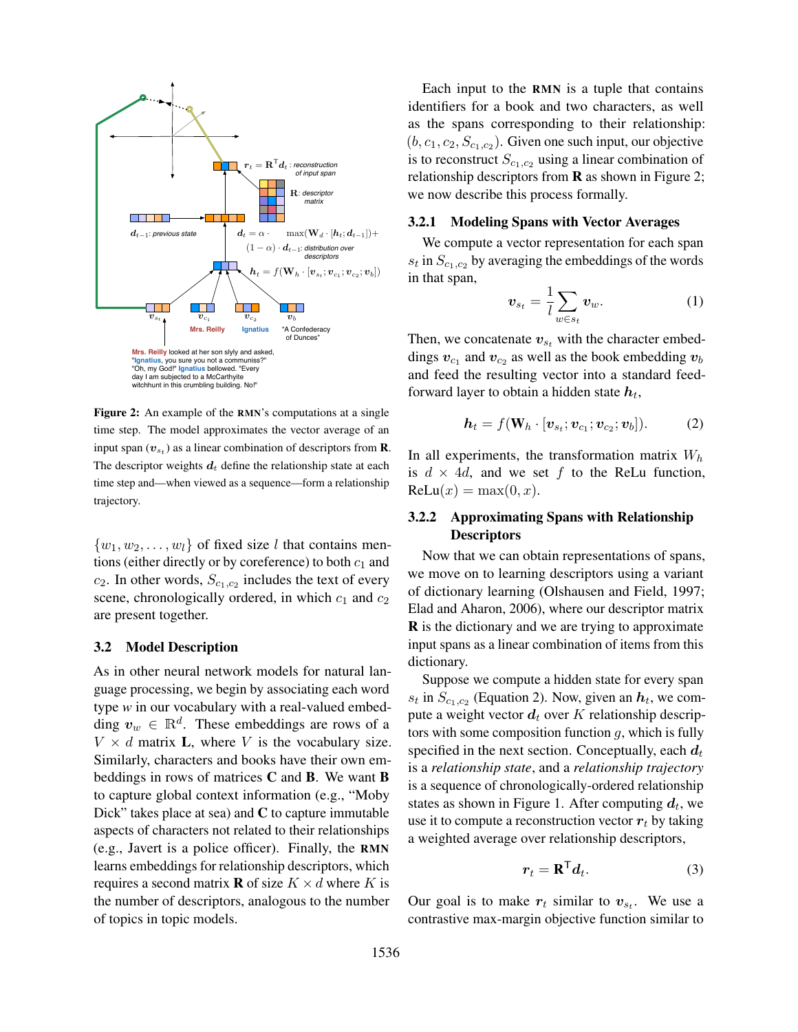Figure 2: An example of the RMN's computations at a single time step. The model approximates the vector average of an input span ($\boldsymbol{v}_{s_t}$) as a linear combination of descriptors from $\mathbf{R}$. The descriptor weights $\boldsymbol{d}_t$ define the relationship state at each time step and—when viewed as a sequence—form a relationship trajectory.

$\{w_1, w_2, \ldots, w_l\}$ of fixed size $l$ that contains mentions (either directly or by coreference) to both $c_1$ and $c_2$. In other words, $S_{c_1,c_2}$ includes the text of every scene, chronologically ordered, in which $c_1$ and $c_2$ are present together.

### 3.2 Model Description

As in other neural network models for natural language processing, we begin by associating each word type $w$ in our vocabulary with a real-valued embedding $\boldsymbol{v}_w \in \mathbb{R}^d$. These embeddings are rows of a $V \times d$ matrix $\mathbf{L}$, where $V$ is the vocabulary size. Similarly, characters and books have their own embeddings in rows of matrices $\mathbf{C}$ and $\mathbf{B}$. We want $\mathbf{B}$ to capture global context information (e.g., "Moby Dick" takes place at sea) and $\mathbf{C}$ to capture immutable aspects of characters not related to their relationships (e.g., Javert is a police officer). Finally, the RMN learns embeddings for relationship descriptors, which requires a second matrix $\mathbf{R}$ of size $K \times d$ where $K$ is the number of descriptors, analogous to the number of topics in topic models.

Each input to the RMN is a tuple that contains identifiers for a book and two characters, as well as the spans corresponding to their relationship: $(b, c_1, c_2, S_{c_1,c_2})$. Given one such input, our objective is to reconstruct $S_{c_1,c_2}$ using a linear combination of relationship descriptors from $\mathbf{R}$ as shown in Figure 2; we now describe this process formally.

#### 3.2.1 Modeling Spans with Vector Averages

We compute a vector representation for each span $s_t$ in $S_{c_1,c_2}$ by averaging the embeddings of the words in that span,

$$\boldsymbol{v}_{s_t} = \frac{1}{l} \sum_{w \in s_t} \boldsymbol{v}_w. \tag{1}$$

Then, we concatenate $\boldsymbol{v}_{s_t}$ with the character embeddings $\boldsymbol{v}_{c_1}$ and $\boldsymbol{v}_{c_2}$ as well as the book embedding $\boldsymbol{v}_b$ and feed the resulting vector into a standard feed-forward layer to obtain a hidden state $\boldsymbol{h}_t$,

$$\boldsymbol{h}_t = f(\mathbf{W}_h \cdot [\boldsymbol{v}_{s_t}; \boldsymbol{v}_{c_1}; \boldsymbol{v}_{c_2}; \boldsymbol{v}_b]). \tag{2}$$

In all experiments, the transformation matrix $W_h$ is $d \times 4d$, and we set $f$ to the ReLu function, $\text{ReLu}(x) = \max(0, x)$.

#### 3.2.2 Approximating Spans with Relationship Descriptors

Now that we can obtain representations of spans, we move on to learning descriptors using a variant of dictionary learning (Olshausen and Field, 1997; Elad and Aharon, 2006), where our descriptor matrix $\mathbf{R}$ is the dictionary and we are trying to approximate input spans as a linear combination of items from this dictionary.

Suppose we compute a hidden state for every span $s_t$ in $S_{c_1,c_2}$ (Equation 2). Now, given an $\boldsymbol{h}_t$, we compute a weight vector $\boldsymbol{d}_t$ over $K$ relationship descriptors with some composition function $g$, which is fully specified in the next section. Conceptually, each $\boldsymbol{d}_t$ is a *relationship state*, and a *relationship trajectory* is a sequence of chronologically-ordered relationship states as shown in Figure 1. After computing $\boldsymbol{d}_t$, we use it to compute a reconstruction vector $\boldsymbol{r}_t$ by taking a weighted average over relationship descriptors,

$$\boldsymbol{r}_t = \mathbf{R}^\top \boldsymbol{d}_t. \tag{3}$$

Our goal is to make $\boldsymbol{r}_t$ similar to $\boldsymbol{v}_{s_t}$. We use a contrastive max-margin objective function similar to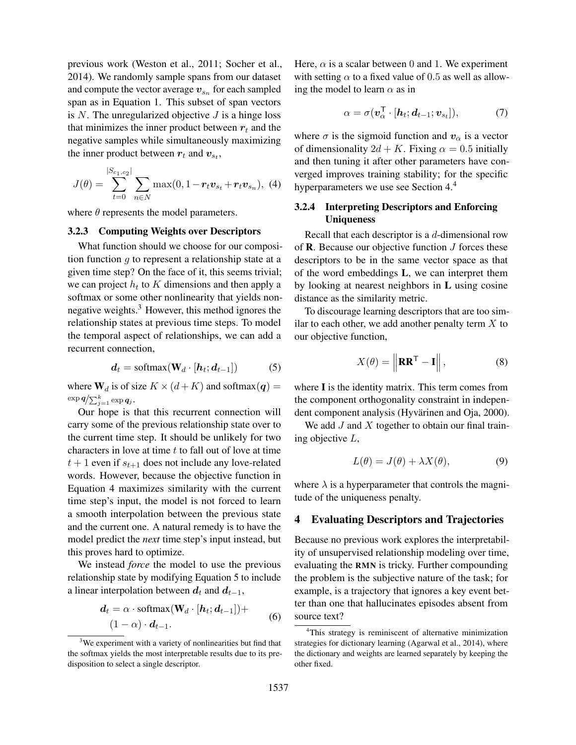previous work (Weston et al., 2011; Socher et al., 2014). We randomly sample spans from our dataset and compute the vector average $\boldsymbol{v}_{s_n}$ for each sampled span as in Equation 1. This subset of span vectors is $N$. The unregularized objective $J$ is a hinge loss that minimizes the inner product between $\boldsymbol{r}_t$ and the negative samples while simultaneously maximizing the inner product between $\boldsymbol{r}_t$ and $\boldsymbol{v}_{s_t}$,

$$J(\theta) = \sum_{t=0}^{|S_{c_1,c_2}|} \sum_{n \in N} \max(0, 1 - \boldsymbol{r}_t \boldsymbol{v}_{s_t} + \boldsymbol{r}_t \boldsymbol{v}_{s_n}), \quad (4)$$

where $\theta$ represents the model parameters.

### 3.2.3 Computing Weights over Descriptors

What function should we choose for our composition function $g$ to represent a relationship state at a given time step? On the face of it, this seems trivial; we can project $h_t$ to $K$ dimensions and then apply a softmax or some other nonlinearity that yields nonnegative weights.[3] However, this method ignores the relationship states at previous time steps. To model the temporal aspect of relationships, we can add a recurrent connection,

$$\boldsymbol{d}_t = \text{softmax}(\mathbf{W}_d \cdot [\boldsymbol{h}_t; \boldsymbol{d}_{t-1}]) \quad (5)$$

where $\mathbf{W}_d$ is of size $K \times (d + K)$ and $\text{softmax}(\boldsymbol{q}) = \exp \boldsymbol{q} / \sum_{j=1}^{k} \exp \boldsymbol{q}_j$.

Our hope is that this recurrent connection will carry some of the previous relationship state over to the current time step. It should be unlikely for two characters in love at time $t$ to fall out of love at time $t+1$ even if $s_{t+1}$ does not include any love-related words. However, because the objective function in Equation 4 maximizes similarity with the current time step's input, the model is not forced to learn a smooth interpolation between the previous state and the current one. A natural remedy is to have the model predict the *next* time step's input instead, but this proves hard to optimize.

We instead *force* the model to use the previous relationship state by modifying Equation 5 to include a linear interpolation between $\boldsymbol{d}_t$ and $\boldsymbol{d}_{t-1}$,

$$\begin{aligned} \boldsymbol{d}_t = \alpha \cdot \text{softmax}(\mathbf{W}_d \cdot [\boldsymbol{h}_t; \boldsymbol{d}_{t-1}]) + \\ (1 - \alpha) \cdot \boldsymbol{d}_{t-1}. \end{aligned} \quad (6)$$

Here, $\alpha$ is a scalar between 0 and 1. We experiment with setting $\alpha$ to a fixed value of 0.5 as well as allowing the model to learn $\alpha$ as in

$$\alpha = \sigma(\boldsymbol{v}_\alpha^\mathsf{T} \cdot [\boldsymbol{h}_t; \boldsymbol{d}_{t-1}; \boldsymbol{v}_{s_t}]), \quad (7)$$

where $\sigma$ is the sigmoid function and $\boldsymbol{v}_\alpha$ is a vector of dimensionality $2d + K$. Fixing $\alpha = 0.5$ initially and then tuning it after other parameters have converged improves training stability; for the specific hyperparameters we use see Section 4.[4]

### 3.2.4 Interpreting Descriptors and Enforcing Uniqueness

Recall that each descriptor is a $d$-dimensional row of $\mathbf{R}$. Because our objective function $J$ forces these descriptors to be in the same vector space as that of the word embeddings $\mathbf{L}$, we can interpret them by looking at nearest neighbors in $\mathbf{L}$ using cosine distance as the similarity metric.

To discourage learning descriptors that are too similar to each other, we add another penalty term $X$ to our objective function,

$$X(\theta) = \left\| \mathbf{R}\mathbf{R}^\mathsf{T} - \mathbf{I} \right\|, \quad (8)$$

where $\mathbf{I}$ is the identity matrix. This term comes from the component orthogonality constraint in independent component analysis (Hyvärinen and Oja, 2000).

We add $J$ and $X$ together to obtain our final training objective $L$,

$$L(\theta) = J(\theta) + \lambda X(\theta), \quad (9)$$

where $\lambda$ is a hyperparameter that controls the magnitude of the uniqueness penalty.

## 4 Evaluating Descriptors and Trajectories

Because no previous work explores the interpretability of unsupervised relationship modeling over time, evaluating the RMN is tricky. Further compounding the problem is the subjective nature of the task; for example, is a trajectory that ignores a key event better than one that hallucinates episodes absent from source text?

[3] We experiment with a variety of nonlinearities but find that the softmax yields the most interpretable results due to its predisposition to select a single descriptor.

[4] This strategy is reminiscent of alternative minimization strategies for dictionary learning (Agarwal et al., 2014), where the dictionary and weights are learned separately by keeping the other fixed.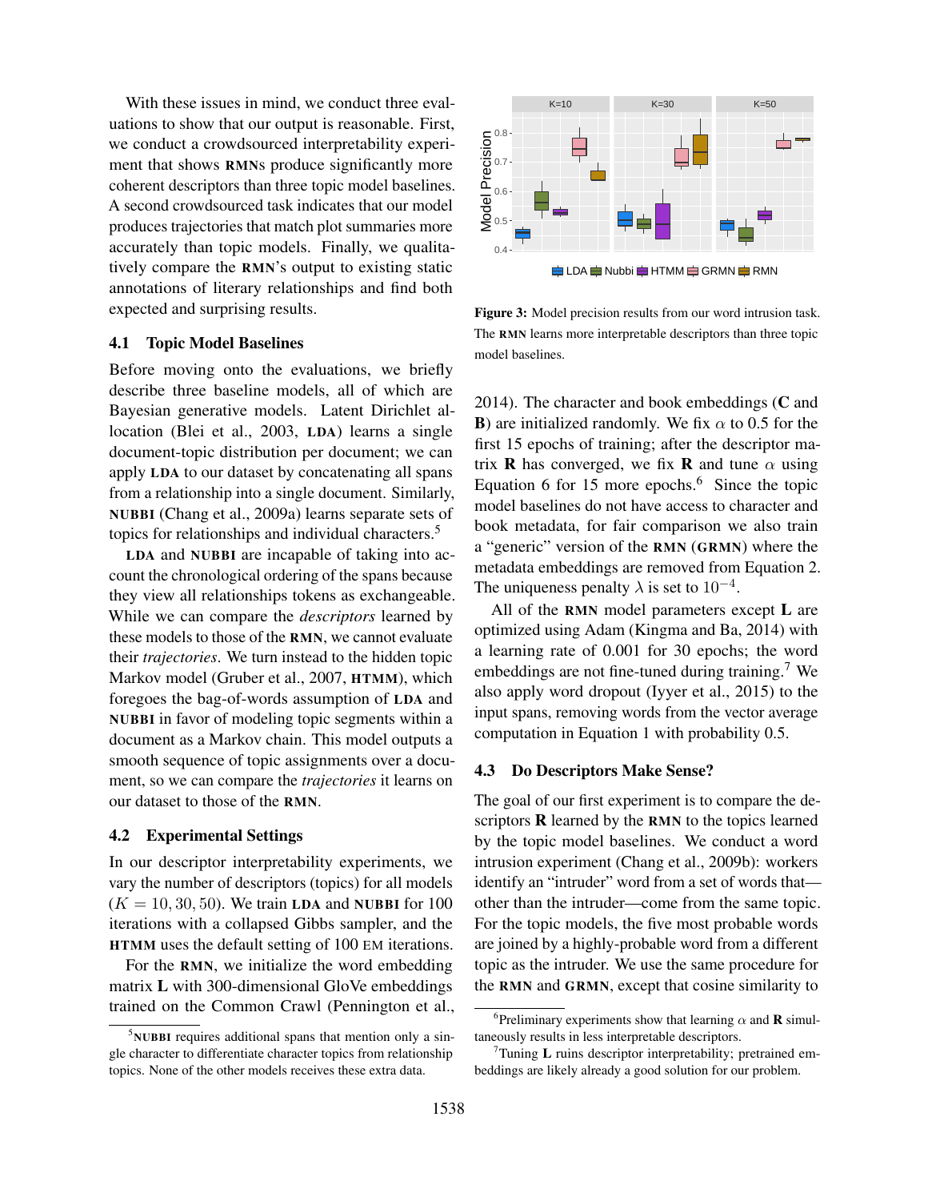With these issues in mind, we conduct three evaluations to show that our output is reasonable. First, we conduct a crowdsourced interpretability experiment that shows RMNs produce significantly more coherent descriptors than three topic model baselines. A second crowdsourced task indicates that our model produces trajectories that match plot summaries more accurately than topic models. Finally, we qualitatively compare the RMN's output to existing static annotations of literary relationships and find both expected and surprising results.

### 4.1 Topic Model Baselines

Before moving onto the evaluations, we briefly describe three baseline models, all of which are Bayesian generative models. Latent Dirichlet allocation (Blei et al., 2003, LDA) learns a single document-topic distribution per document; we can apply LDA to our dataset by concatenating all spans from a relationship into a single document. Similarly, NUBBI (Chang et al., 2009a) learns separate sets of topics for relationships and individual characters.[5]

LDA and NUBBI are incapable of taking into account the chronological ordering of the spans because they view all relationships tokens as exchangeable. While we can compare the *descriptors* learned by these models to those of the RMN, we cannot evaluate their *trajectories*. We turn instead to the hidden topic Markov model (Gruber et al., 2007, HTMM), which foregoes the bag-of-words assumption of LDA and NUBBI in favor of modeling topic segments within a document as a Markov chain. This model outputs a smooth sequence of topic assignments over a document, so we can compare the *trajectories* it learns on our dataset to those of the RMN.

### 4.2 Experimental Settings

In our descriptor interpretability experiments, we vary the number of descriptors (topics) for all models ($K = 10, 30, 50$). We train LDA and NUBBI for 100 iterations with a collapsed Gibbs sampler, and the HTMM uses the default setting of 100 EM iterations.

For the RMN, we initialize the word embedding matrix **L** with 300-dimensional GloVe embeddings trained on the Common Crawl (Pennington et al., 2014). The character and book embeddings (**C** and **B**) are initialized randomly. We fix $\alpha$ to 0.5 for the first 15 epochs of training; after the descriptor matrix **R** has converged, we fix **R** and tune $\alpha$ using Equation 6 for 15 more epochs.[6] Since the topic model baselines do not have access to character and book metadata, for fair comparison we also train a "generic" version of the RMN (GRMN) where the metadata embeddings are removed from Equation 2. The uniqueness penalty $\lambda$ is set to $10^{-4}$.

All of the RMN model parameters except **L** are optimized using Adam (Kingma and Ba, 2014) with a learning rate of 0.001 for 30 epochs; the word embeddings are not fine-tuned during training.[7] We also apply word dropout (Iyyer et al., 2015) to the input spans, removing words from the vector average computation in Equation 1 with probability 0.5.

**Figure 3:** Model precision results from our word intrusion task. The RMN learns more interpretable descriptors than three topic model baselines.

### 4.3 Do Descriptors Make Sense?

The goal of our first experiment is to compare the descriptors **R** learned by the RMN to the topics learned by the topic model baselines. We conduct a word intrusion experiment (Chang et al., 2009b): workers identify an "intruder" word from a set of words that—other than the intruder—come from the same topic. For the topic models, the five most probable words are joined by a highly-probable word from a different topic as the intruder. We use the same procedure for the RMN and GRMN, except that cosine similarity to

---

[5] NUBBI requires additional spans that mention only a single character to differentiate character topics from relationship topics. None of the other models receives these extra data.

[6] Preliminary experiments show that learning $\alpha$ and **R** simultaneously results in less interpretable descriptors.

[7] Tuning **L** ruins descriptor interpretability; pretrained embeddings are likely already a good solution for our problem.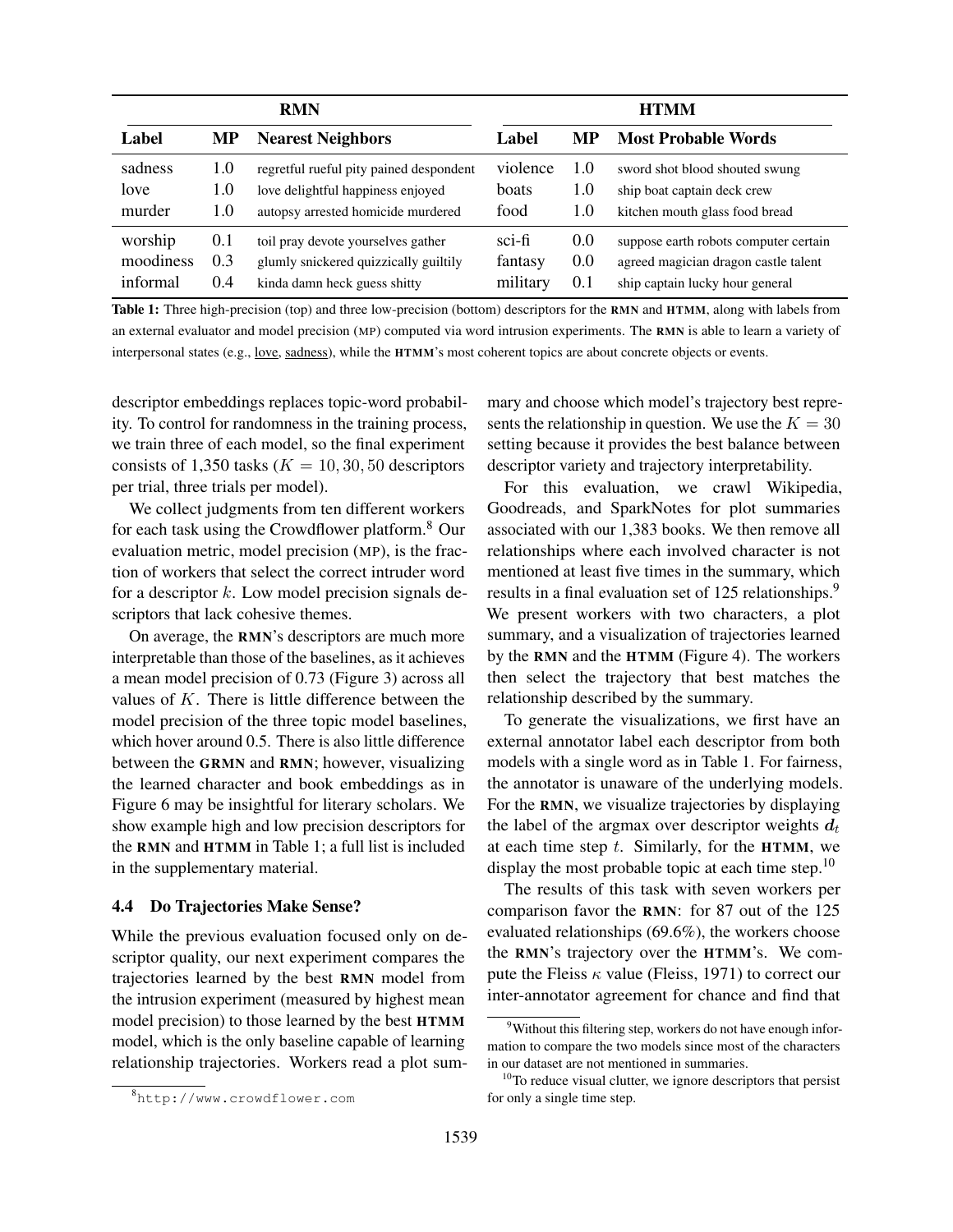| RMN | | | HTMM | | |
|---|---|---|---|---|---|
| **Label** | **MP** | **Nearest Neighbors** | **Label** | **MP** | **Most Probable Words** |
| sadness | 1.0 | regretful rueful pity pained despondent | violence | 1.0 | sword shot blood shouted swung |
| love | 1.0 | love delightful happiness enjoyed | boats | 1.0 | ship boat captain deck crew |
| murder | 1.0 | autopsy arrested homicide murdered | food | 1.0 | kitchen mouth glass food bread |
| worship | 0.1 | toil pray devote yourselves gather | sci-fi | 0.0 | suppose earth robots computer certain |
| moodiness | 0.3 | glumly snickered quizzically guiltily | fantasy | 0.0 | agreed magician dragon castle talent |
| informal | 0.4 | kinda damn heck guess shitty | military | 0.1 | ship captain lucky hour general |

**Table 1:** Three high-precision (top) and three low-precision (bottom) descriptors for the **RMN** and **HTMM**, along with labels from an external evaluator and model precision (MP) computed via word intrusion experiments. The **RMN** is able to learn a variety of interpersonal states (e.g., love, sadness), while the **HTMM**'s most coherent topics are about concrete objects or events.

descriptor embeddings replaces topic-word probability. To control for randomness in the training process, we train three of each model, so the final experiment consists of 1,350 tasks ($K = 10, 30, 50$ descriptors per trial, three trials per model).

We collect judgments from ten different workers for each task using the Crowdflower platform.[8] Our evaluation metric, model precision (MP), is the fraction of workers that select the correct intruder word for a descriptor $k$. Low model precision signals descriptors that lack cohesive themes.

On average, the **RMN**'s descriptors are much more interpretable than those of the baselines, as it achieves a mean model precision of 0.73 (Figure 3) across all values of $K$. There is little difference between the model precision of the three topic model baselines, which hover around 0.5. There is also little difference between the **GRMN** and **RMN**; however, visualizing the learned character and book embeddings as in Figure 6 may be insightful for literary scholars. We show example high and low precision descriptors for the **RMN** and **HTMM** in Table 1; a full list is included in the supplementary material.

### 4.4 Do Trajectories Make Sense?

While the previous evaluation focused only on descriptor quality, our next experiment compares the trajectories learned by the best **RMN** model from the intrusion experiment (measured by highest mean model precision) to those learned by the best **HTMM** model, which is the only baseline capable of learning relationship trajectories. Workers read a plot summary and choose which model's trajectory best represents the relationship in question. We use the $K = 30$ setting because it provides the best balance between descriptor variety and trajectory interpretability.

For this evaluation, we crawl Wikipedia, Goodreads, and SparkNotes for plot summaries associated with our 1,383 books. We then remove all relationships where each involved character is not mentioned at least five times in the summary, which results in a final evaluation set of 125 relationships.[9] We present workers with two characters, a plot summary, and a visualization of trajectories learned by the **RMN** and the **HTMM** (Figure 4). The workers then select the trajectory that best matches the relationship described by the summary.

To generate the visualizations, we first have an external annotator label each descriptor from both models with a single word as in Table 1. For fairness, the annotator is unaware of the underlying models. For the **RMN**, we visualize trajectories by displaying the label of the argmax over descriptor weights $\boldsymbol{d}_t$ at each time step $t$. Similarly, for the **HTMM**, we display the most probable topic at each time step.[10]

The results of this task with seven workers per comparison favor the **RMN**: for 87 out of the 125 evaluated relationships (69.6%), the workers choose the **RMN**'s trajectory over the **HTMM**'s. We compute the Fleiss $\kappa$ value (Fleiss, 1971) to correct our inter-annotator agreement for chance and find that

[8] http://www.crowdflower.com

[9] Without this filtering step, workers do not have enough information to compare the two models since most of the characters in our dataset are not mentioned in summaries.

[10] To reduce visual clutter, we ignore descriptors that persist for only a single time step.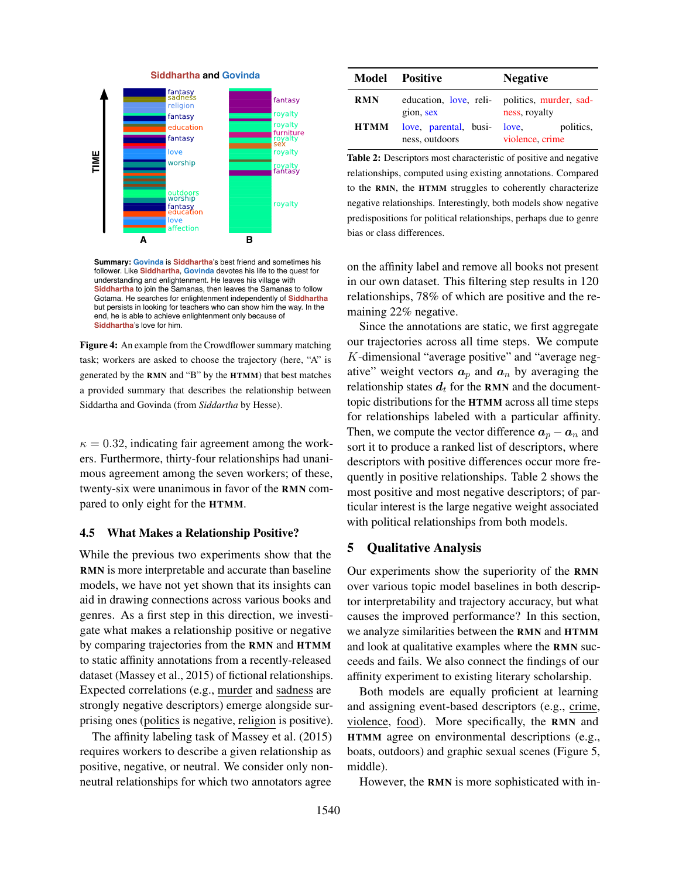**Siddhartha and Govinda**

**Summary:** Govinda is Siddhartha's best friend and sometimes his follower. Like Siddhartha, Govinda devotes his life to the quest for understanding and enlightenment. He leaves his village with Siddhartha to join the Samanas, then leaves the Samanas to follow Gotama. He searches for enlightenment independently of Siddhartha but persists in looking for teachers who can show him the way. In the end, he is able to achieve enlightenment only because of Siddhartha's love for him.

**Figure 4:** An example from the Crowdflower summary matching task; workers are asked to choose the trajectory (here, "A" is generated by the RMN and "B" by the HTMM) that best matches a provided summary that describes the relationship between Siddhartha and Govinda (from *Siddartha* by Hesse).

$\kappa = 0.32$, indicating fair agreement among the workers. Furthermore, thirty-four relationships had unanimous agreement among the seven workers; of these, twenty-six were unanimous in favor of the **RMN** compared to only eight for the **HTMM**.

### 4.5 What Makes a Relationship Positive?

While the previous two experiments show that the **RMN** is more interpretable and accurate than baseline models, we have not yet shown that its insights can aid in drawing connections across various books and genres. As a first step in this direction, we investigate what makes a relationship positive or negative by comparing trajectories from the **RMN** and **HTMM** to static affinity annotations from a recently-released dataset (Massey et al., 2015) of fictional relationships. Expected correlations (e.g., murder and sadness are strongly negative descriptors) emerge alongside surprising ones (politics is negative, religion is positive).

The affinity labeling task of Massey et al. (2015) requires workers to describe a given relationship as positive, negative, or neutral. We consider only non-neutral relationships for which two annotators agree on the affinity label and remove all books not present in our own dataset. This filtering step results in 120 relationships, 78% of which are positive and the remaining 22% negative.

| Model | Positive | Negative |
|---|---|---|
| RMN | education, love, religion, sex | politics, murder, sadness, royalty |
| HTMM | love, parental, business, outdoors | love, politics, violence, crime |

**Table 2:** Descriptors most characteristic of positive and negative relationships, computed using existing annotations. Compared to the RMN, the HTMM struggles to coherently characterize negative relationships. Interestingly, both models show negative predispositions for political relationships, perhaps due to genre bias or class differences.

Since the annotations are static, we first aggregate our trajectories across all time steps. We compute $K$-dimensional "average positive" and "average negative" weight vectors $\boldsymbol{a}_p$ and $\boldsymbol{a}_n$ by averaging the relationship states $\boldsymbol{d}_t$ for the **RMN** and the document-topic distributions for the **HTMM** across all time steps for relationships labeled with a particular affinity. Then, we compute the vector difference $\boldsymbol{a}_p - \boldsymbol{a}_n$ and sort it to produce a ranked list of descriptors, where descriptors with positive differences occur more frequently in positive relationships. Table 2 shows the most positive and most negative descriptors; of particular interest is the large negative weight associated with political relationships from both models.

## 5 Qualitative Analysis

Our experiments show the superiority of the **RMN** over various topic model baselines in both descriptor interpretability and trajectory accuracy, but what causes the improved performance? In this section, we analyze similarities between the **RMN** and **HTMM** and look at qualitative examples where the **RMN** succeeds and fails. We also connect the findings of our affinity experiment to existing literary scholarship.

Both models are equally proficient at learning and assigning event-based descriptors (e.g., crime, violence, food). More specifically, the **RMN** and **HTMM** agree on environmental descriptions (e.g., boats, outdoors) and graphic sexual scenes (Figure 5, middle).

However, the **RMN** is more sophisticated with in-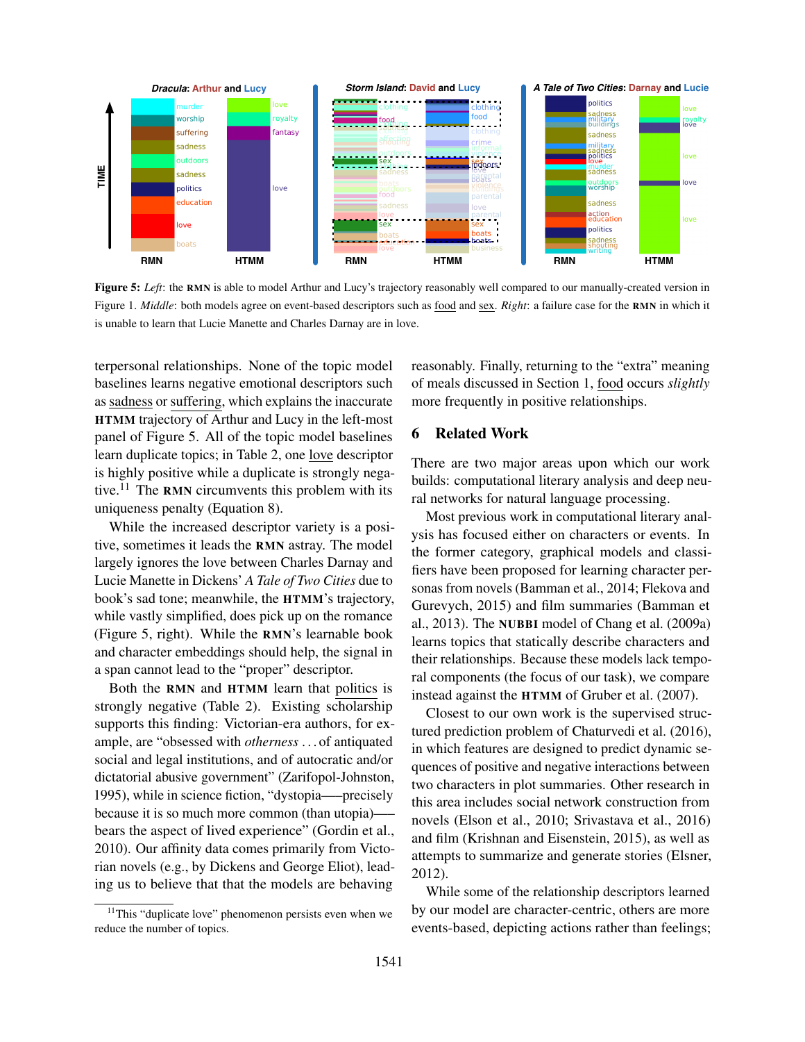**Figure 5:** *Left*: the RMN is able to model Arthur and Lucy's trajectory reasonably well compared to our manually-created version in Figure 1. *Middle*: both models agree on event-based descriptors such as food and sex. *Right*: a failure case for the RMN in which it is unable to learn that Lucie Manette and Charles Darnay are in love.

terpersonal relationships. None of the topic model baselines learns negative emotional descriptors such as sadness or suffering, which explains the inaccurate **HTMM** trajectory of Arthur and Lucy in the left-most panel of Figure 5. All of the topic model baselines learn duplicate topics; in Table 2, one love descriptor is highly positive while a duplicate is strongly negative.[11] The **RMN** circumvents this problem with its uniqueness penalty (Equation 8).

While the increased descriptor variety is a positive, sometimes it leads the **RMN** astray. The model largely ignores the love between Charles Darnay and Lucie Manette in Dickens' *A Tale of Two Cities* due to book's sad tone; meanwhile, the **HTMM**'s trajectory, while vastly simplified, does pick up on the romance (Figure 5, right). While the **RMN**'s learnable book and character embeddings should help, the signal in a span cannot lead to the "proper" descriptor.

Both the **RMN** and **HTMM** learn that politics is strongly negative (Table 2). Existing scholarship supports this finding: Victorian-era authors, for example, are "obsessed with *otherness* . . . of antiquated social and legal institutions, and of autocratic and/or dictatorial abusive government" (Zarifopol-Johnston, 1995), while in science fiction, "dystopia—–precisely because it is so much more common (than utopia)—– bears the aspect of lived experience" (Gordin et al., 2010). Our affinity data comes primarily from Victorian novels (e.g., by Dickens and George Eliot), leading us to believe that that the models are behaving reasonably. Finally, returning to the "extra" meaning of meals discussed in Section 1, food occurs *slightly* more frequently in positive relationships.

[11]This "duplicate love" phenomenon persists even when we reduce the number of topics.

## 6 Related Work

There are two major areas upon which our work builds: computational literary analysis and deep neural networks for natural language processing.

Most previous work in computational literary analysis has focused either on characters or events. In the former category, graphical models and classifiers have been proposed for learning character personas from novels (Bamman et al., 2014; Flekova and Gurevych, 2015) and film summaries (Bamman et al., 2013). The **NUBBI** model of Chang et al. (2009a) learns topics that statically describe characters and their relationships. Because these models lack temporal components (the focus of our task), we compare instead against the **HTMM** of Gruber et al. (2007).

Closest to our own work is the supervised structured prediction problem of Chaturvedi et al. (2016), in which features are designed to predict dynamic sequences of positive and negative interactions between two characters in plot summaries. Other research in this area includes social network construction from novels (Elson et al., 2010; Srivastava et al., 2016) and film (Krishnan and Eisenstein, 2015), as well as attempts to summarize and generate stories (Elsner, 2012).

While some of the relationship descriptors learned by our model are character-centric, others are more events-based, depicting actions rather than feelings;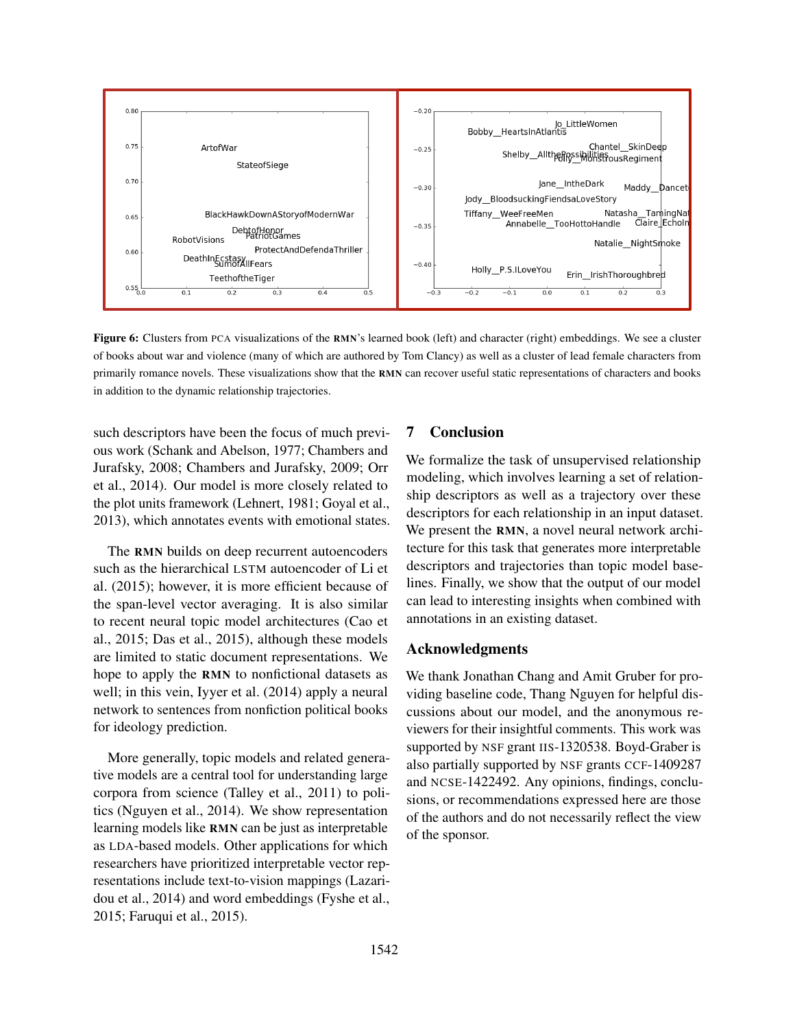**Figure 6:** Clusters from PCA visualizations of the **RMN**'s learned book (left) and character (right) embeddings. We see a cluster of books about war and violence (many of which are authored by Tom Clancy) as well as a cluster of lead female characters from primarily romance novels. These visualizations show that the **RMN** can recover useful static representations of characters and books in addition to the dynamic relationship trajectories.

such descriptors have been the focus of much previous work (Schank and Abelson, 1977; Chambers and Jurafsky, 2008; Chambers and Jurafsky, 2009; Orr et al., 2014). Our model is more closely related to the plot units framework (Lehnert, 1981; Goyal et al., 2013), which annotates events with emotional states.

The **RMN** builds on deep recurrent autoencoders such as the hierarchical LSTM autoencoder of Li et al. (2015); however, it is more efficient because of the span-level vector averaging. It is also similar to recent neural topic model architectures (Cao et al., 2015; Das et al., 2015), although these models are limited to static document representations. We hope to apply the **RMN** to nonfictional datasets as well; in this vein, Iyyer et al. (2014) apply a neural network to sentences from nonfiction political books for ideology prediction.

More generally, topic models and related generative models are a central tool for understanding large corpora from science (Talley et al., 2011) to politics (Nguyen et al., 2014). We show representation learning models like **RMN** can be just as interpretable as LDA-based models. Other applications for which researchers have prioritized interpretable vector representations include text-to-vision mappings (Lazaridou et al., 2014) and word embeddings (Fyshe et al., 2015; Faruqui et al., 2015).

## 7 Conclusion

We formalize the task of unsupervised relationship modeling, which involves learning a set of relationship descriptors as well as a trajectory over these descriptors for each relationship in an input dataset. We present the **RMN**, a novel neural network architecture for this task that generates more interpretable descriptors and trajectories than topic model baselines. Finally, we show that the output of our model can lead to interesting insights when combined with annotations in an existing dataset.

## Acknowledgments

We thank Jonathan Chang and Amit Gruber for providing baseline code, Thang Nguyen for helpful discussions about our model, and the anonymous reviewers for their insightful comments. This work was supported by NSF grant IIS-1320538. Boyd-Graber is also partially supported by NSF grants CCF-1409287 and NCSE-1422492. Any opinions, findings, conclusions, or recommendations expressed here are those of the authors and do not necessarily reflect the view of the sponsor.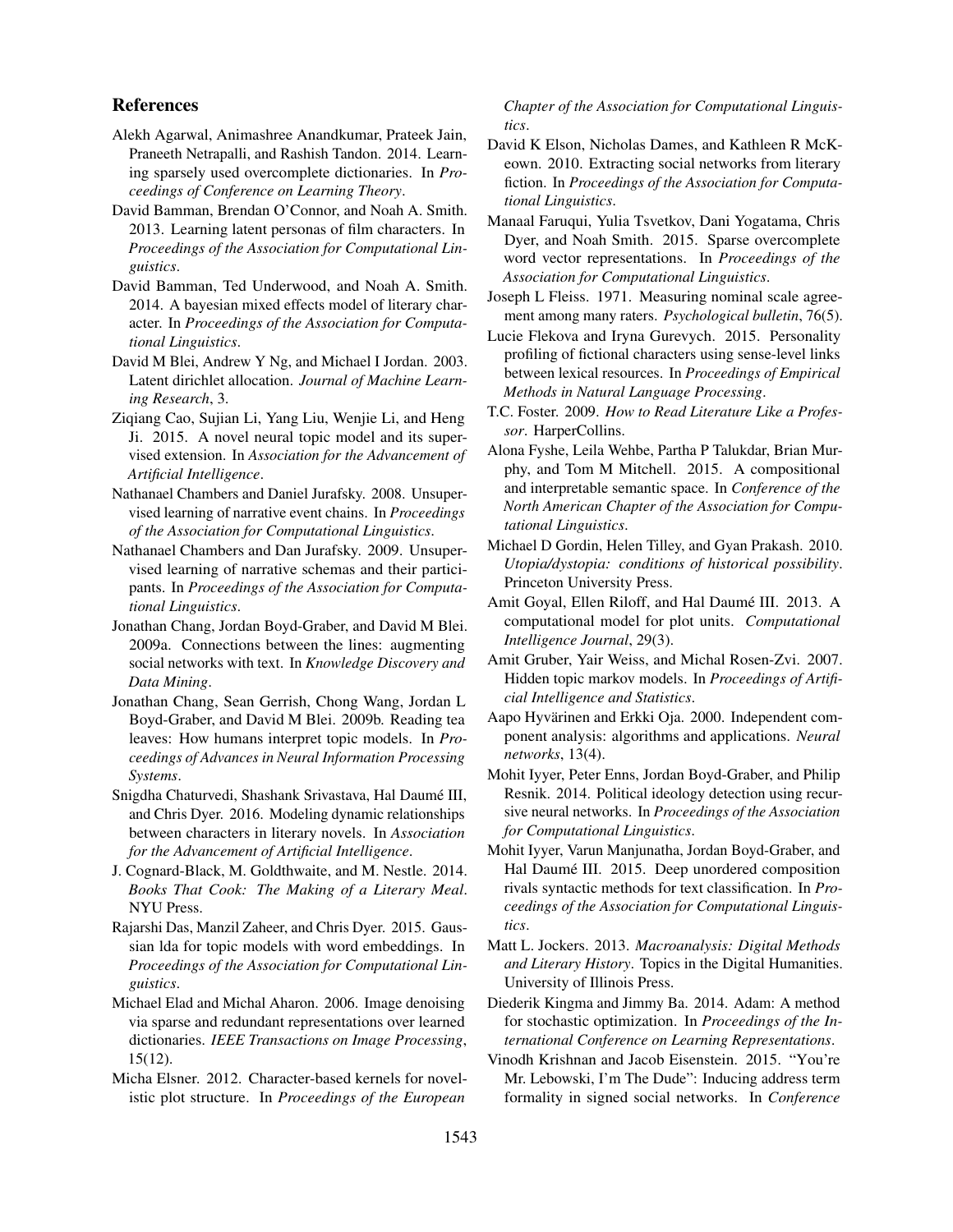## References

Alekh Agarwal, Animashree Anandkumar, Prateek Jain, Praneeth Netrapalli, and Rashish Tandon. 2014. Learning sparsely used overcomplete dictionaries. In *Proceedings of Conference on Learning Theory*.

David Bamman, Brendan O'Connor, and Noah A. Smith. 2013. Learning latent personas of film characters. In *Proceedings of the Association for Computational Linguistics*.

David Bamman, Ted Underwood, and Noah A. Smith. 2014. A bayesian mixed effects model of literary character. In *Proceedings of the Association for Computational Linguistics*.

David M Blei, Andrew Y Ng, and Michael I Jordan. 2003. Latent dirichlet allocation. *Journal of Machine Learning Research*, 3.

Ziqiang Cao, Sujian Li, Yang Liu, Wenjie Li, and Heng Ji. 2015. A novel neural topic model and its supervised extension. In *Association for the Advancement of Artificial Intelligence*.

Nathanael Chambers and Daniel Jurafsky. 2008. Unsupervised learning of narrative event chains. In *Proceedings of the Association for Computational Linguistics*.

Nathanael Chambers and Dan Jurafsky. 2009. Unsupervised learning of narrative schemas and their participants. In *Proceedings of the Association for Computational Linguistics*.

Jonathan Chang, Jordan Boyd-Graber, and David M Blei. 2009a. Connections between the lines: augmenting social networks with text. In *Knowledge Discovery and Data Mining*.

Jonathan Chang, Sean Gerrish, Chong Wang, Jordan L Boyd-Graber, and David M Blei. 2009b. Reading tea leaves: How humans interpret topic models. In *Proceedings of Advances in Neural Information Processing Systems*.

Snigdha Chaturvedi, Shashank Srivastava, Hal Daumé III, and Chris Dyer. 2016. Modeling dynamic relationships between characters in literary novels. In *Association for the Advancement of Artificial Intelligence*.

J. Cognard-Black, M. Goldthwaite, and M. Nestle. 2014. *Books That Cook: The Making of a Literary Meal*. NYU Press.

Rajarshi Das, Manzil Zaheer, and Chris Dyer. 2015. Gaussian lda for topic models with word embeddings. In *Proceedings of the Association for Computational Linguistics*.

Michael Elad and Michal Aharon. 2006. Image denoising via sparse and redundant representations over learned dictionaries. *IEEE Transactions on Image Processing*, 15(12).

Micha Elsner. 2012. Character-based kernels for novelistic plot structure. In *Proceedings of the European Chapter of the Association for Computational Linguistics*.

David K Elson, Nicholas Dames, and Kathleen R McKeown. 2010. Extracting social networks from literary fiction. In *Proceedings of the Association for Computational Linguistics*.

Manaal Faruqui, Yulia Tsvetkov, Dani Yogatama, Chris Dyer, and Noah Smith. 2015. Sparse overcomplete word vector representations. In *Proceedings of the Association for Computational Linguistics*.

Joseph L Fleiss. 1971. Measuring nominal scale agreement among many raters. *Psychological bulletin*, 76(5).

Lucie Flekova and Iryna Gurevych. 2015. Personality profiling of fictional characters using sense-level links between lexical resources. In *Proceedings of Empirical Methods in Natural Language Processing*.

T.C. Foster. 2009. *How to Read Literature Like a Professor*. HarperCollins.

Alona Fyshe, Leila Wehbe, Partha P Talukdar, Brian Murphy, and Tom M Mitchell. 2015. A compositional and interpretable semantic space. In *Conference of the North American Chapter of the Association for Computational Linguistics*.

Michael D Gordin, Helen Tilley, and Gyan Prakash. 2010. *Utopia/dystopia: conditions of historical possibility*. Princeton University Press.

Amit Goyal, Ellen Riloff, and Hal Daumé III. 2013. A computational model for plot units. *Computational Intelligence Journal*, 29(3).

Amit Gruber, Yair Weiss, and Michal Rosen-Zvi. 2007. Hidden topic markov models. In *Proceedings of Artificial Intelligence and Statistics*.

Aapo Hyvärinen and Erkki Oja. 2000. Independent component analysis: algorithms and applications. *Neural networks*, 13(4).

Mohit Iyyer, Peter Enns, Jordan Boyd-Graber, and Philip Resnik. 2014. Political ideology detection using recursive neural networks. In *Proceedings of the Association for Computational Linguistics*.

Mohit Iyyer, Varun Manjunatha, Jordan Boyd-Graber, and Hal Daumé III. 2015. Deep unordered composition rivals syntactic methods for text classification. In *Proceedings of the Association for Computational Linguistics*.

Matt L. Jockers. 2013. *Macroanalysis: Digital Methods and Literary History*. Topics in the Digital Humanities. University of Illinois Press.

Diederik Kingma and Jimmy Ba. 2014. Adam: A method for stochastic optimization. In *Proceedings of the International Conference on Learning Representations*.

Vinodh Krishnan and Jacob Eisenstein. 2015. "You're Mr. Lebowski, I'm The Dude": Inducing address term formality in signed social networks. In *Conference*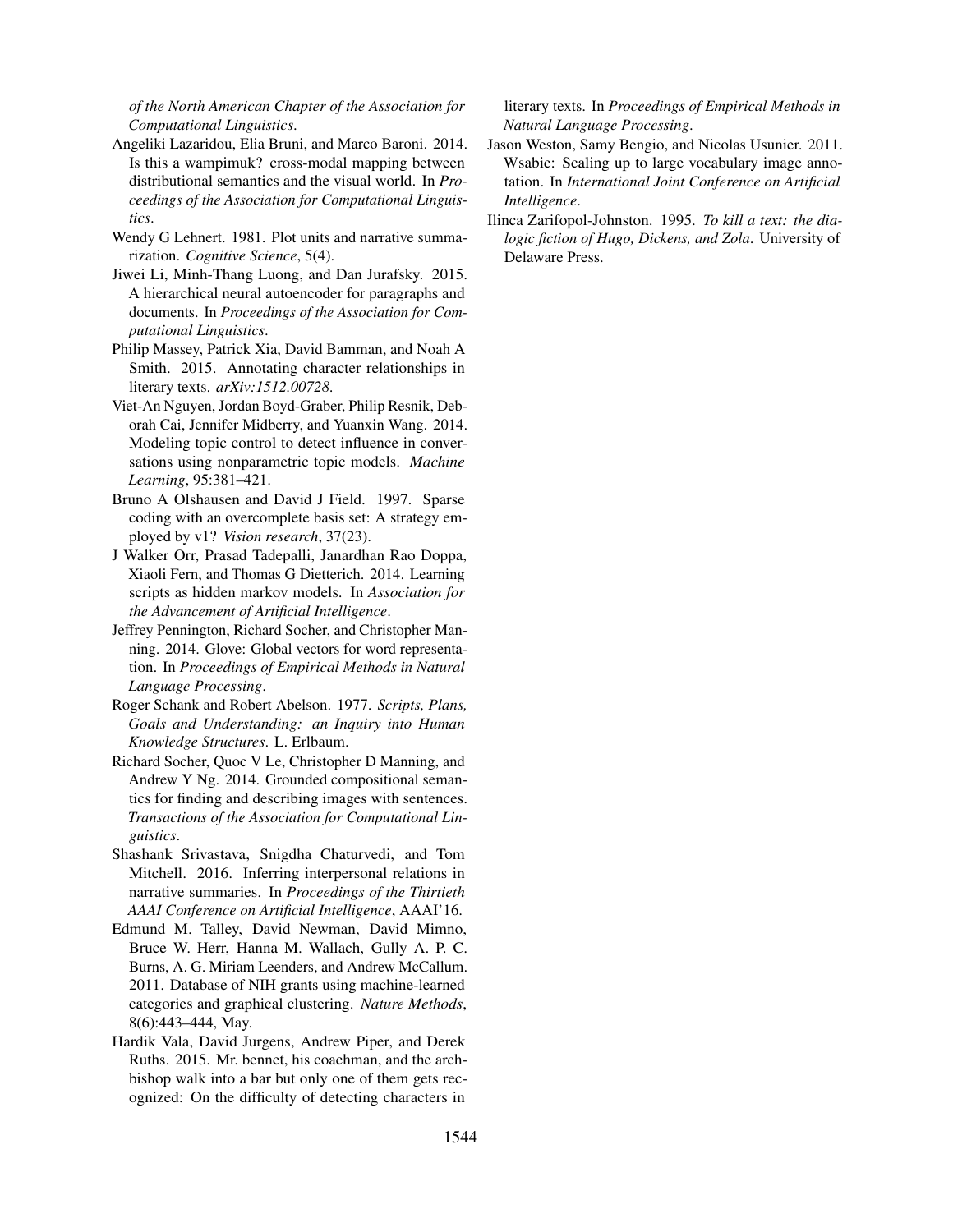*of the North American Chapter of the Association for Computational Linguistics*.

Angeliki Lazaridou, Elia Bruni, and Marco Baroni. 2014. Is this a wampimuk? cross-modal mapping between distributional semantics and the visual world. In *Proceedings of the Association for Computational Linguistics*.

Wendy G Lehnert. 1981. Plot units and narrative summarization. *Cognitive Science*, 5(4).

Jiwei Li, Minh-Thang Luong, and Dan Jurafsky. 2015. A hierarchical neural autoencoder for paragraphs and documents. In *Proceedings of the Association for Computational Linguistics*.

Philip Massey, Patrick Xia, David Bamman, and Noah A Smith. 2015. Annotating character relationships in literary texts. *arXiv:1512.00728*.

Viet-An Nguyen, Jordan Boyd-Graber, Philip Resnik, Deborah Cai, Jennifer Midberry, and Yuanxin Wang. 2014. Modeling topic control to detect influence in conversations using nonparametric topic models. *Machine Learning*, 95:381–421.

Bruno A Olshausen and David J Field. 1997. Sparse coding with an overcomplete basis set: A strategy employed by v1? *Vision research*, 37(23).

J Walker Orr, Prasad Tadepalli, Janardhan Rao Doppa, Xiaoli Fern, and Thomas G Dietterich. 2014. Learning scripts as hidden markov models. In *Association for the Advancement of Artificial Intelligence*.

Jeffrey Pennington, Richard Socher, and Christopher Manning. 2014. Glove: Global vectors for word representation. In *Proceedings of Empirical Methods in Natural Language Processing*.

Roger Schank and Robert Abelson. 1977. *Scripts, Plans, Goals and Understanding: an Inquiry into Human Knowledge Structures*. L. Erlbaum.

Richard Socher, Quoc V Le, Christopher D Manning, and Andrew Y Ng. 2014. Grounded compositional semantics for finding and describing images with sentences. *Transactions of the Association for Computational Linguistics*.

Shashank Srivastava, Snigdha Chaturvedi, and Tom Mitchell. 2016. Inferring interpersonal relations in narrative summaries. In *Proceedings of the Thirtieth AAAI Conference on Artificial Intelligence*, AAAI'16.

Edmund M. Talley, David Newman, David Mimno, Bruce W. Herr, Hanna M. Wallach, Gully A. P. C. Burns, A. G. Miriam Leenders, and Andrew McCallum. 2011. Database of NIH grants using machine-learned categories and graphical clustering. *Nature Methods*, 8(6):443–444, May.

Hardik Vala, David Jurgens, Andrew Piper, and Derek Ruths. 2015. Mr. bennet, his coachman, and the archbishop walk into a bar but only one of them gets recognized: On the difficulty of detecting characters in literary texts. In *Proceedings of Empirical Methods in Natural Language Processing*.

Jason Weston, Samy Bengio, and Nicolas Usunier. 2011. Wsabie: Scaling up to large vocabulary image annotation. In *International Joint Conference on Artificial Intelligence*.

Ilinca Zarifopol-Johnston. 1995. *To kill a text: the dialogic fiction of Hugo, Dickens, and Zola*. University of Delaware Press.